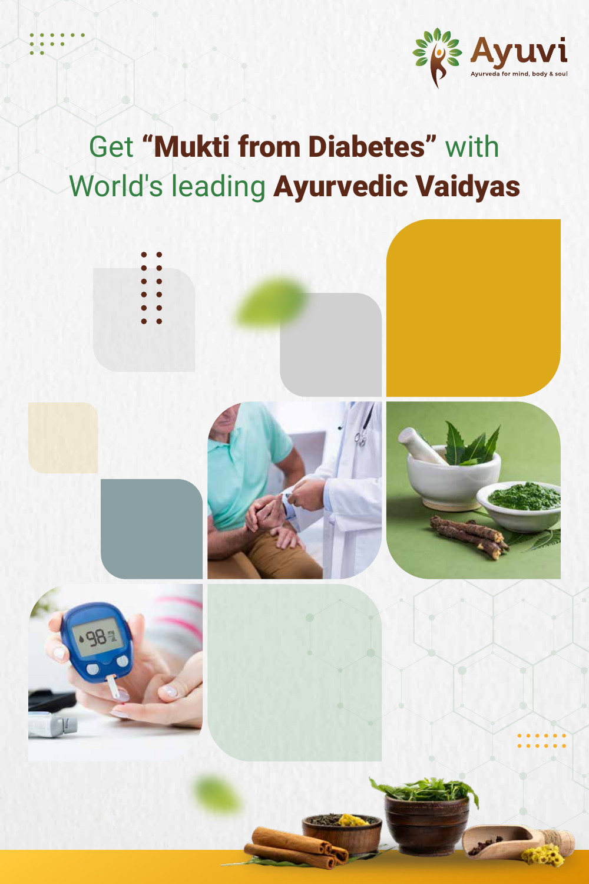Ayuvi

Ayurveda for mind, body & soul

# Get "**Mukti from Diabetes**" with World's leading **Ayurvedic Vaidyas**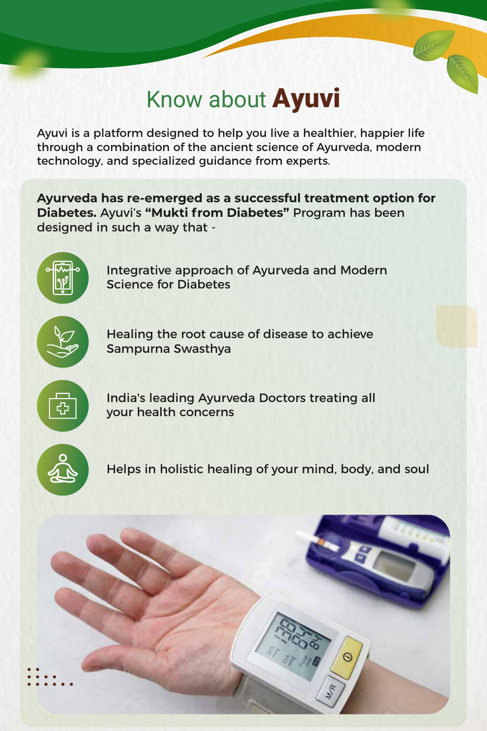# Know about **Ayuvi**

Ayuvi is a platform designed to help you live a healthier, happier life through a combination of the ancient science of Ayurveda, modern technology, and specialized guidance from experts.

**Ayurveda has re-emerged as a successful treatment option for Diabetes.** Ayuvi's **"Mukti from Diabetes"** Program has been designed in such a way that -

- Integrative approach of Ayurveda and Modern Science for Diabetes
- Healing the root cause of disease to achieve Sampurna Swasthya
- India's leading Ayurveda Doctors treating all your health concerns
- Helps in holistic healing of your mind, body, and soul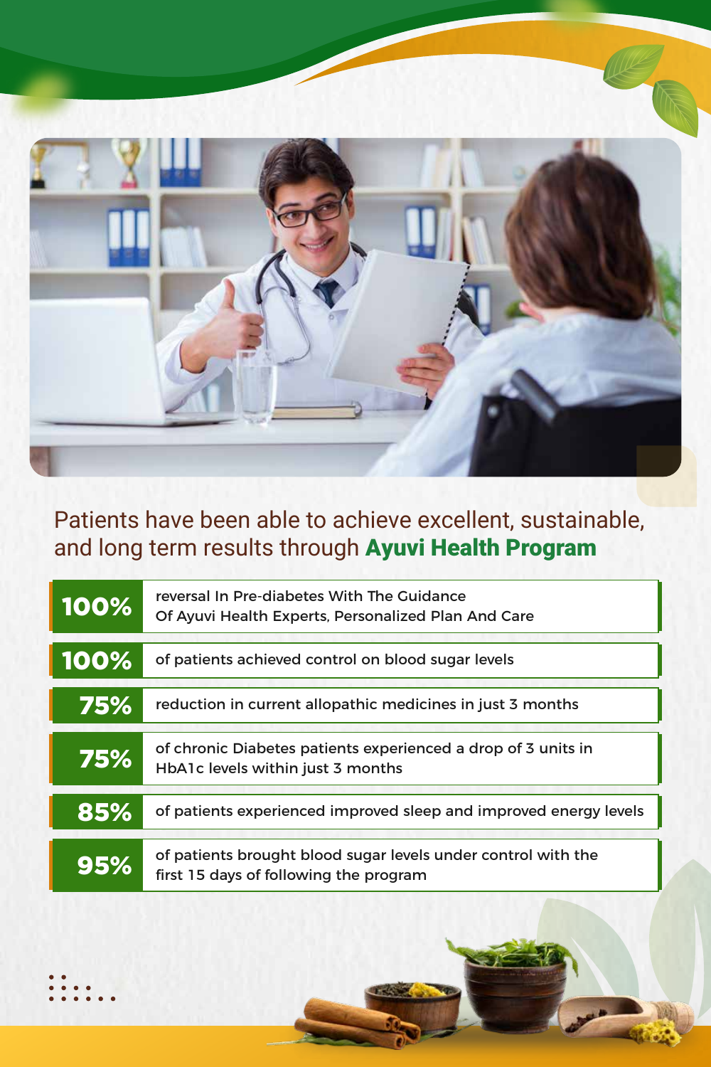Patients have been able to achieve excellent, sustainable, and long term results through **Ayuvi Health Program**

| | |
|---|---|
| **100%** | reversal In Pre-diabetes With The Guidance Of Ayuvi Health Experts, Personalized Plan And Care |
| **100%** | of patients achieved control on blood sugar levels |
| **75%** | reduction in current allopathic medicines in just 3 months |
| **75%** | of chronic Diabetes patients experienced a drop of 3 units in HbA1c levels within just 3 months |
| **85%** | of patients experienced improved sleep and improved energy levels |
| **95%** | of patients brought blood sugar levels under control with the first 15 days of following the program |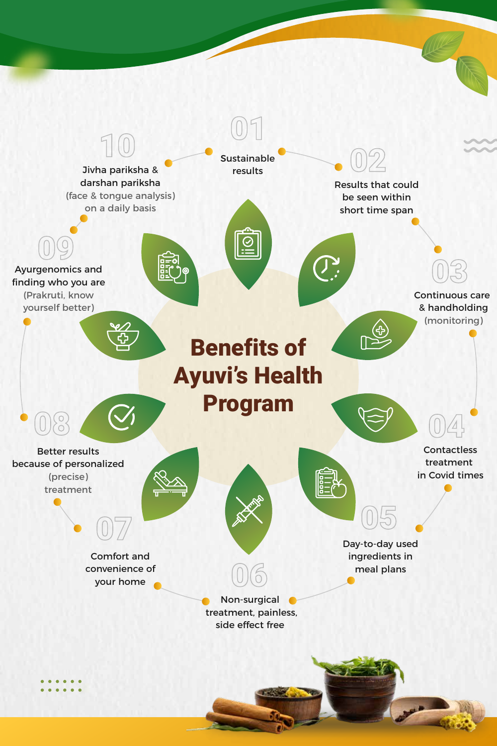# Benefits of Ayuvi's Health Program

01 Sustainable results

02 Results that could be seen within short time span

03 Continuous care & handholding (monitoring)

04 Contactless treatment in Covid times

05 Day-to-day used ingredients in meal plans

06 Non-surgical treatment, painless, side effect free

07 Comfort and convenience of your home

08 Better results because of personalized (precise) treatment

09 Ayurgenomics and finding who you are (Prakruti, know yourself better)

10 Jivha pariksha & darshan pariksha (face & tongue analysis) on a daily basis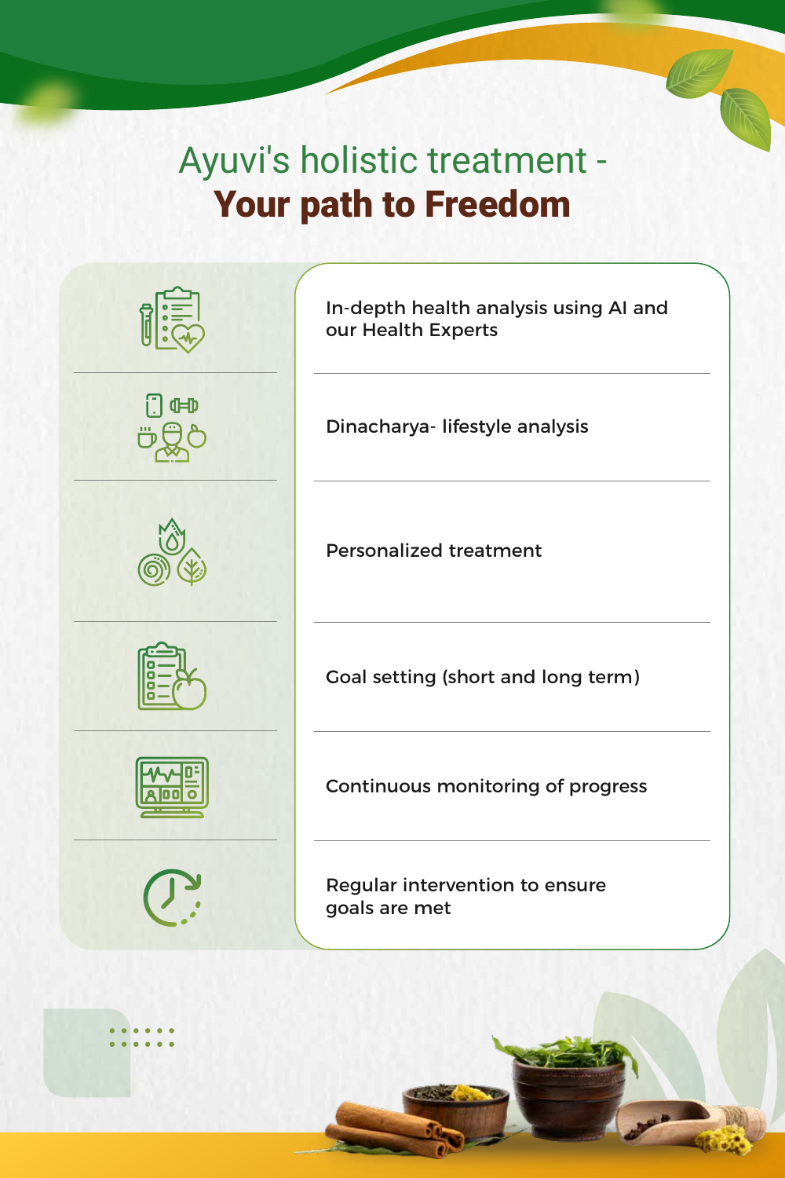# Ayuvi's holistic treatment - **Your path to Freedom**

- In-depth health analysis using AI and our Health Experts
- Dinacharya- lifestyle analysis
- Personalized treatment
- Goal setting (short and long term)
- Continuous monitoring of progress
- Regular intervention to ensure goals are met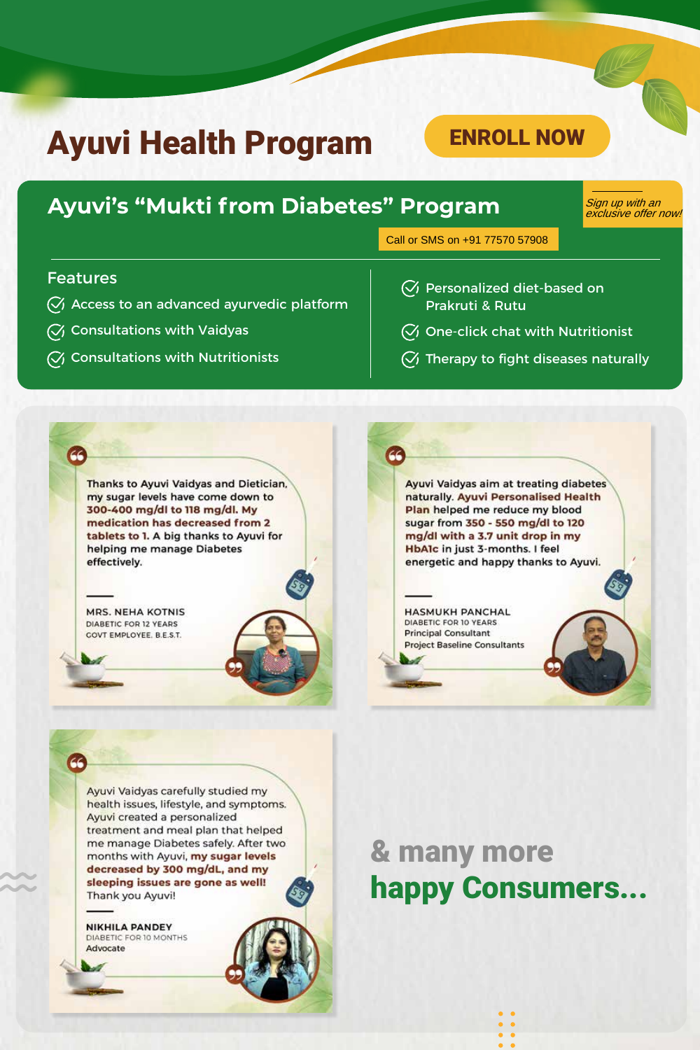# Ayuvi Health Program

**ENROLL NOW**

## Ayuvi's "Mukti from Diabetes" Program

*Sign up with an exclusive offer now!*

Call or SMS on +91 77570 57908

### Features

- Access to an advanced ayurvedic platform
- Consultations with Vaidyas
- Consultations with Nutritionists
- Personalized diet-based on Prakruti & Rutu
- One-click chat with Nutritionist
- Therapy to fight diseases naturally

---

Thanks to Ayuvi Vaidyas and Dietician, my sugar levels have come down to **300-400 mg/dl to 118 mg/dl. My medication has decreased from 2 tablets to 1.** A big thanks to Ayuvi for helping me manage Diabetes effectively.

MRS. NEHA KOTNIS
DIABETIC FOR 12 YEARS
GOVT EMPLOYEE, B.E.S.T.

---

Ayuvi Vaidyas aim at treating diabetes naturally. **Ayuvi Personalised Health Plan** helped me reduce my blood sugar from **350 - 550 mg/dl to 120 mg/dl with a 3.7 unit drop in my HbA1c** in just 3-months. I feel energetic and happy thanks to Ayuvi.

HASMUKH PANCHAL
DIABETIC FOR 10 YEARS
Principal Consultant
Project Baseline Consultants

---

Ayuvi Vaidyas carefully studied my health issues, lifestyle, and symptoms. Ayuvi created a personalized treatment and meal plan that helped me manage Diabetes safely. After two months with Ayuvi, **my sugar levels decreased by 300 mg/dL, and my sleeping issues are gone as well!** Thank you Ayuvi!

NIKHILA PANDEY
DIABETIC FOR 10 MONTHS
Advocate

---

**& many more happy Consumers...**